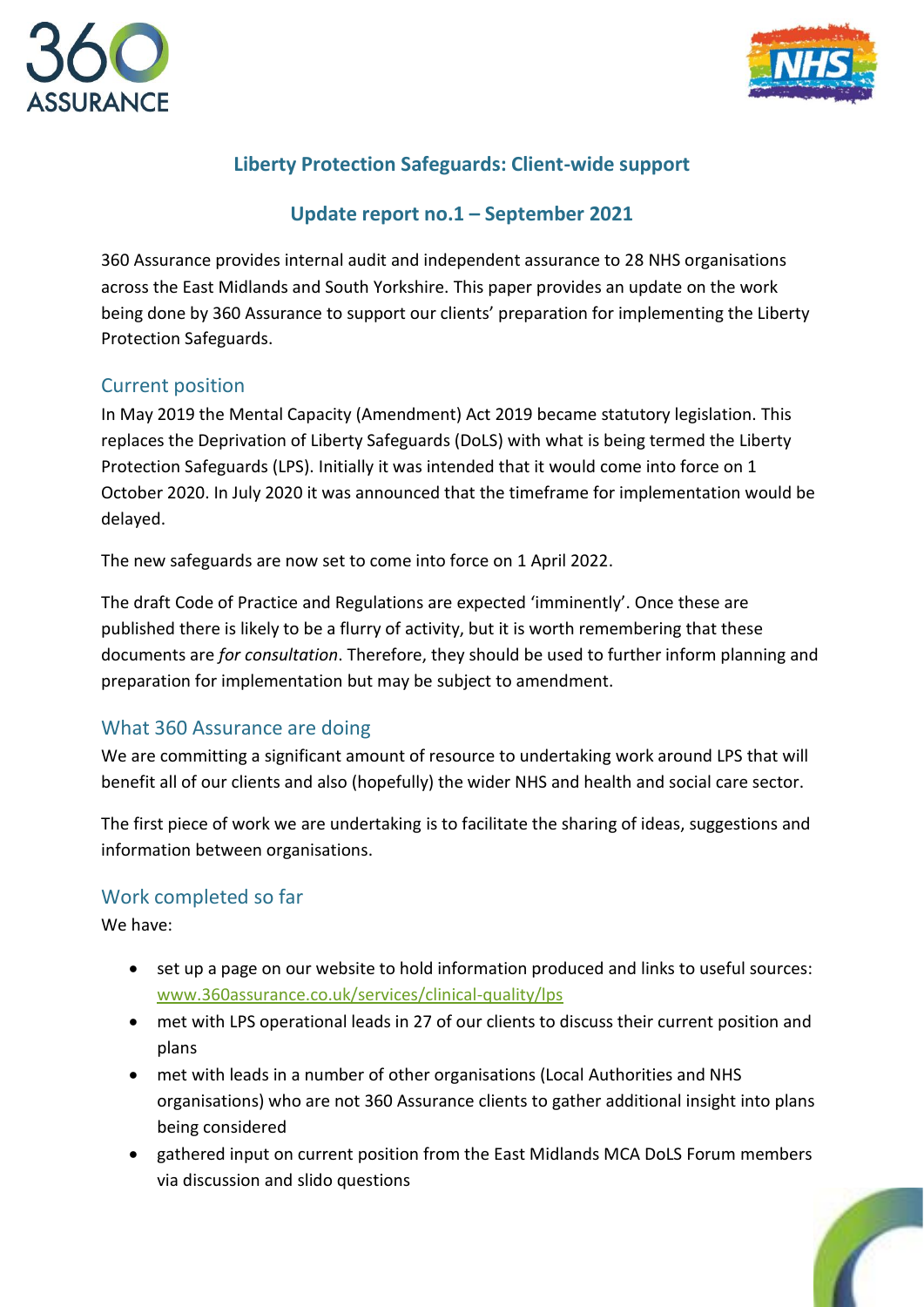# Liberty Protection Safeguards: Client-wide support

## Update report no.1 – September 2021

360 Assurance provides internal audit and independent assurance to 28 NHS organisations across the East Midlands and South Yorkshire. This paper provides an update on the work being done by 360 Assurance to support our clients' preparation for implementing the Liberty Protection Safeguards.

### Current position

In May 2019 the Mental Capacity (Amendment) Act 2019 became statutory legislation. This replaces the Deprivation of Liberty Safeguards (DoLS) with what is being termed the Liberty Protection Safeguards (LPS). Initially it was intended that it would come into force on 1 October 2020. In July 2020 it was announced that the timeframe for implementation would be delayed.

The new safeguards are now set to come into force on 1 April 2022.

The draft Code of Practice and Regulations are expected 'imminently'. Once these are published there is likely to be a flurry of activity, but it is worth remembering that these documents are *for consultation*. Therefore, they should be used to further inform planning and preparation for implementation but may be subject to amendment.

### What 360 Assurance are doing

We are committing a significant amount of resource to undertaking work around LPS that will benefit all of our clients and also (hopefully) the wider NHS and health and social care sector.

The first piece of work we are undertaking is to facilitate the sharing of ideas, suggestions and information between organisations.

### Work completed so far

We have:

- set up a page on our website to hold information produced and links to useful sources: www.360assurance.co.uk/services/clinical-quality/lps
- met with LPS operational leads in 27 of our clients to discuss their current position and plans
- met with leads in a number of other organisations (Local Authorities and NHS organisations) who are not 360 Assurance clients to gather additional insight into plans being considered
- gathered input on current position from the East Midlands MCA DoLS Forum members via discussion and slido questions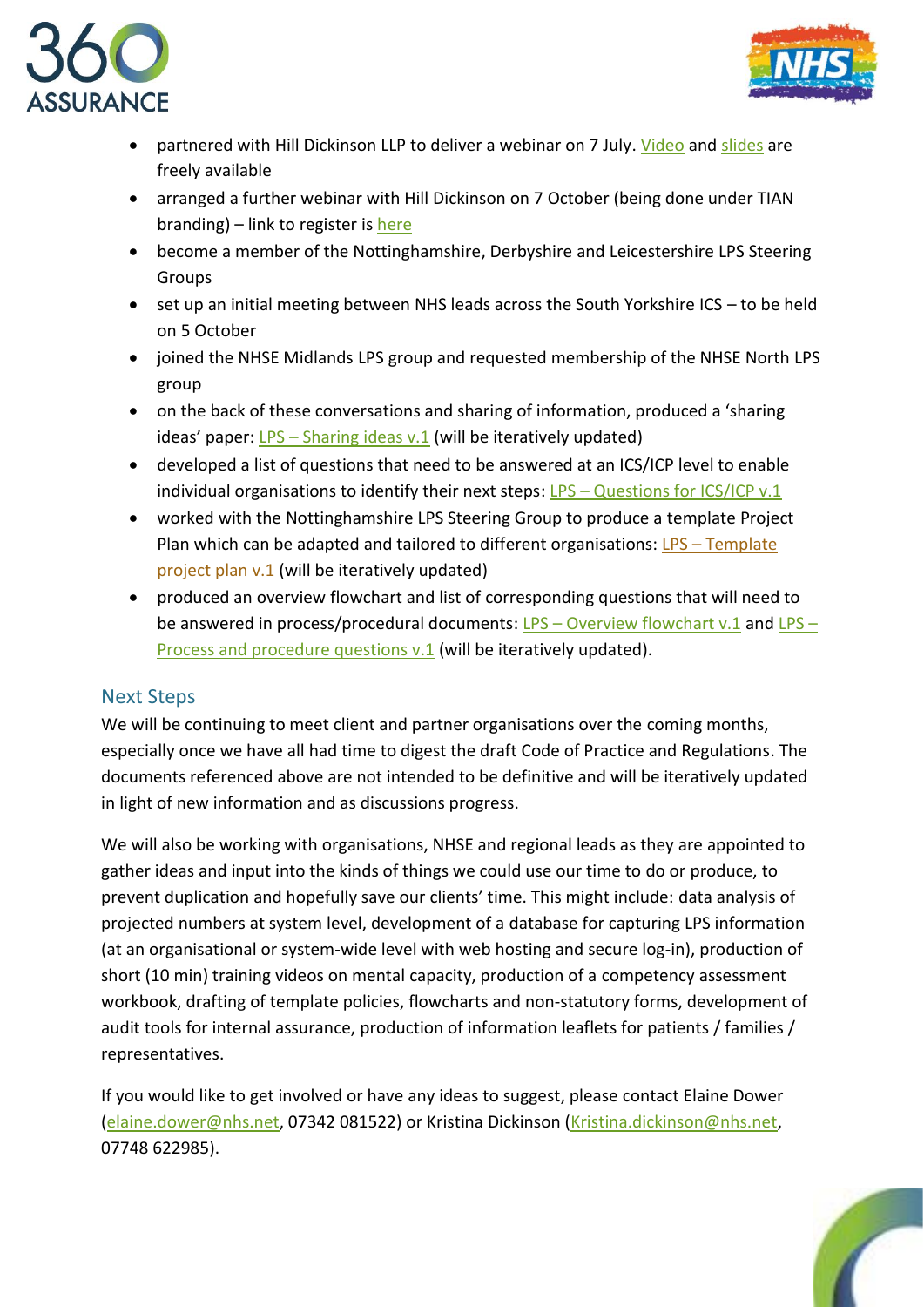- partnered with Hill Dickinson LLP to deliver a webinar on 7 July. Video and slides are freely available
- arranged a further webinar with Hill Dickinson on 7 October (being done under TIAN branding) – link to register is here
- become a member of the Nottinghamshire, Derbyshire and Leicestershire LPS Steering Groups
- set up an initial meeting between NHS leads across the South Yorkshire ICS – to be held on 5 October
- joined the NHSE Midlands LPS group and requested membership of the NHSE North LPS group
- on the back of these conversations and sharing of information, produced a 'sharing ideas' paper: LPS – Sharing ideas v.1 (will be iteratively updated)
- developed a list of questions that need to be answered at an ICS/ICP level to enable individual organisations to identify their next steps: LPS – Questions for ICS/ICP v.1
- worked with the Nottinghamshire LPS Steering Group to produce a template Project Plan which can be adapted and tailored to different organisations: LPS – Template project plan v.1 (will be iteratively updated)
- produced an overview flowchart and list of corresponding questions that will need to be answered in process/procedural documents: LPS – Overview flowchart v.1 and LPS – Process and procedure questions v.1 (will be iteratively updated).

## Next Steps

We will be continuing to meet client and partner organisations over the coming months, especially once we have all had time to digest the draft Code of Practice and Regulations. The documents referenced above are not intended to be definitive and will be iteratively updated in light of new information and as discussions progress.

We will also be working with organisations, NHSE and regional leads as they are appointed to gather ideas and input into the kinds of things we could use our time to do or produce, to prevent duplication and hopefully save our clients' time. This might include: data analysis of projected numbers at system level, development of a database for capturing LPS information (at an organisational or system-wide level with web hosting and secure log-in), production of short (10 min) training videos on mental capacity, production of a competency assessment workbook, drafting of template policies, flowcharts and non-statutory forms, development of audit tools for internal assurance, production of information leaflets for patients / families / representatives.

If you would like to get involved or have any ideas to suggest, please contact Elaine Dower (elaine.dower@nhs.net, 07342 081522) or Kristina Dickinson (Kristina.dickinson@nhs.net, 07748 622985).